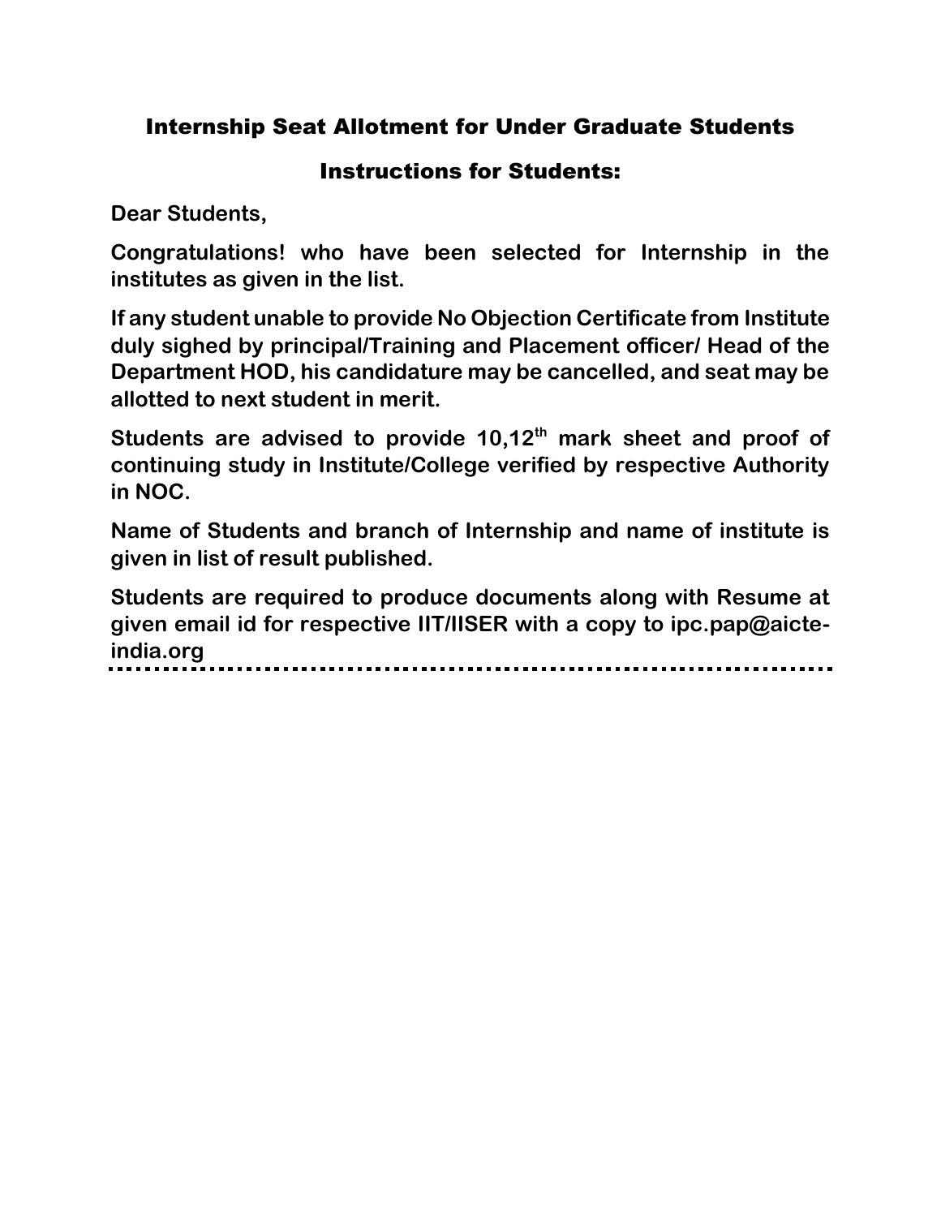## Internship Seat Allotment for Under Graduate Students

## Instructions for Students:

**Dear Students,**

**Congratulations! who have been selected for Internship in the institutes as given in the list.**

**If any student unable to provide No Objection Certificate from Institute duly sighed by principal/Training and Placement officer/ Head of the Department HOD, his candidature may be cancelled, and seat may be allotted to next student in merit.**

**Students are advised to provide 10,12th mark sheet and proof of continuing study in Institute/College verified by respective Authority in NOC.**

**Name of Students and branch of Internship and name of institute is given in list of result published.**

**Students are required to produce documents along with Resume at given email id for respective IIT/IISER with a copy to ipc.pap@aicte-india.org**

---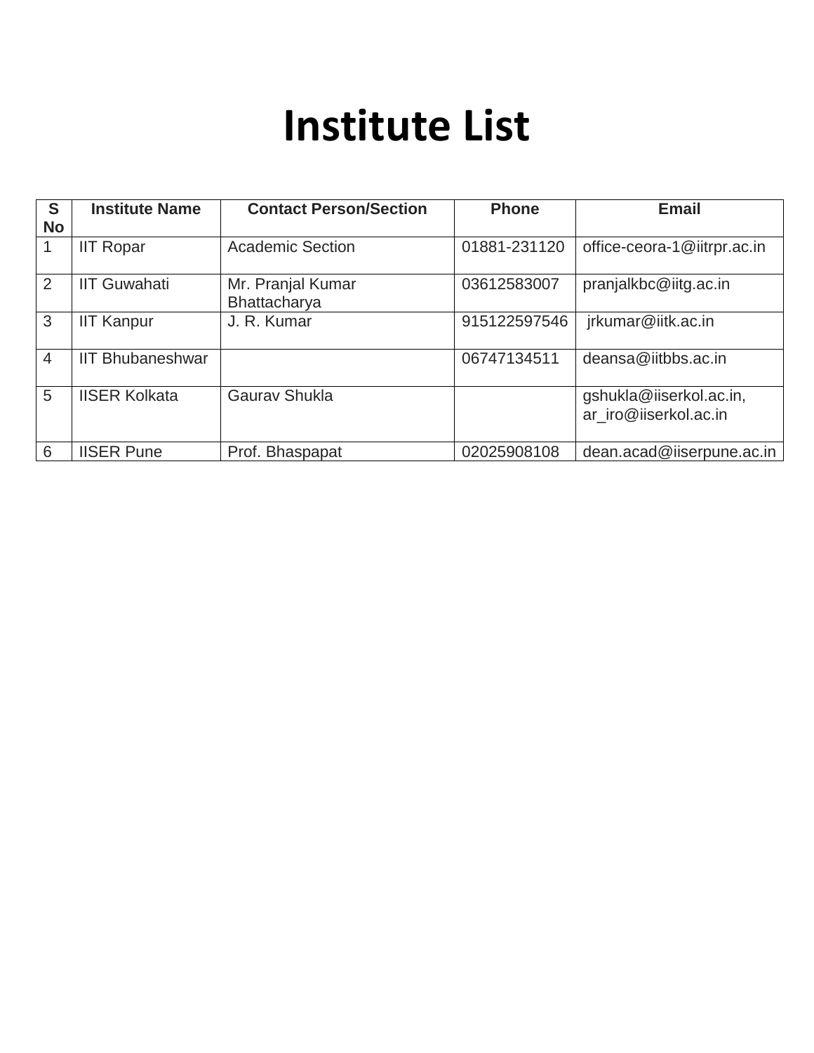# Institute List

| S No | Institute Name | Contact Person/Section | Phone | Email |
|---|---|---|---|---|
| 1 | IIT Ropar | Academic Section | 01881-231120 | office-ceora-1@iitrpr.ac.in |
| 2 | IIT Guwahati | Mr. Pranjal Kumar Bhattacharya | 03612583007 | pranjalkbc@iitg.ac.in |
| 3 | IIT Kanpur | J. R. Kumar | 915122597546 | jrkumar@iitk.ac.in |
| 4 | IIT Bhubaneshwar | | 06747134511 | deansa@iitbbs.ac.in |
| 5 | IISER Kolkata | Gaurav Shukla | | gshukla@iiserkol.ac.in, ar_iro@iiserkol.ac.in |
| 6 | IISER Pune | Prof. Bhaspapat | 02025908108 | dean.acad@iiserpune.ac.in |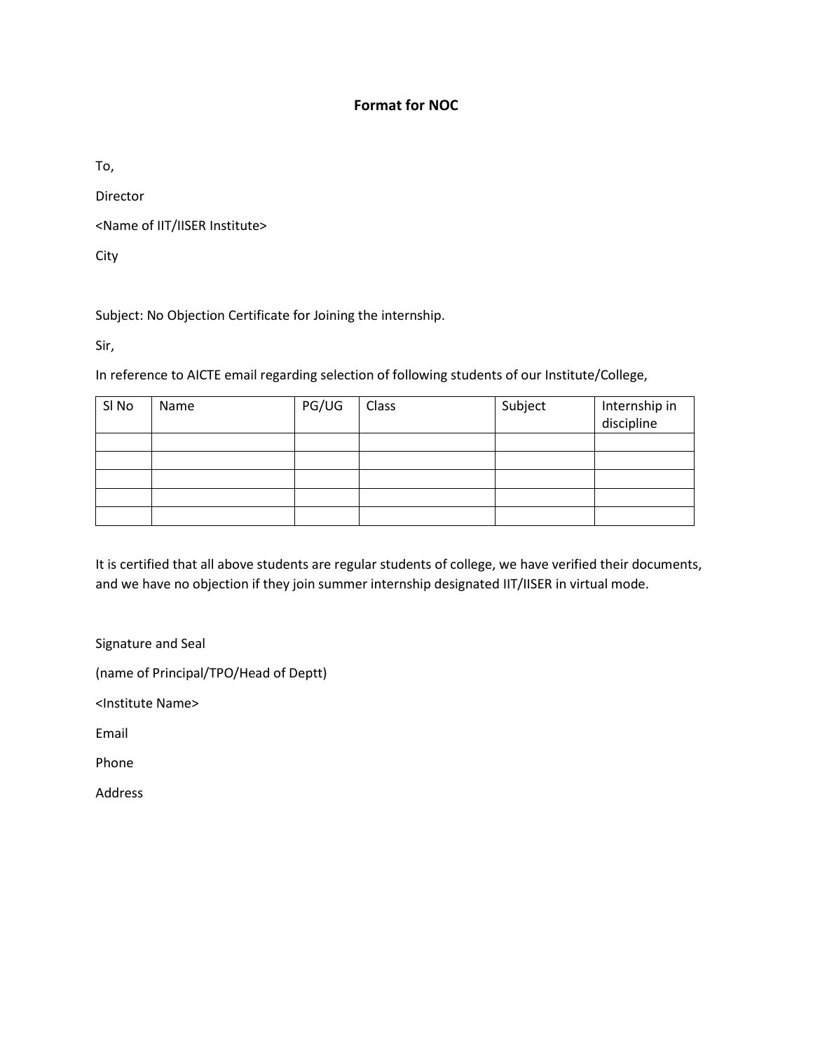# Format for NOC

To,

Director

<Name of IIT/IISER Institute>

City

Subject: No Objection Certificate for Joining the internship.

Sir,

In reference to AICTE email regarding selection of following students of our Institute/College,

| Sl No | Name | PG/UG | Class | Subject | Internship in discipline |
|---|---|---|---|---|---|
| | | | | | |
| | | | | | |
| | | | | | |
| | | | | | |
| | | | | | |

It is certified that all above students are regular students of college, we have verified their documents, and we have no objection if they join summer internship designated IIT/IISER in virtual mode.

Signature and Seal

(name of Principal/TPO/Head of Deptt)

<Institute Name>

Email

Phone

Address